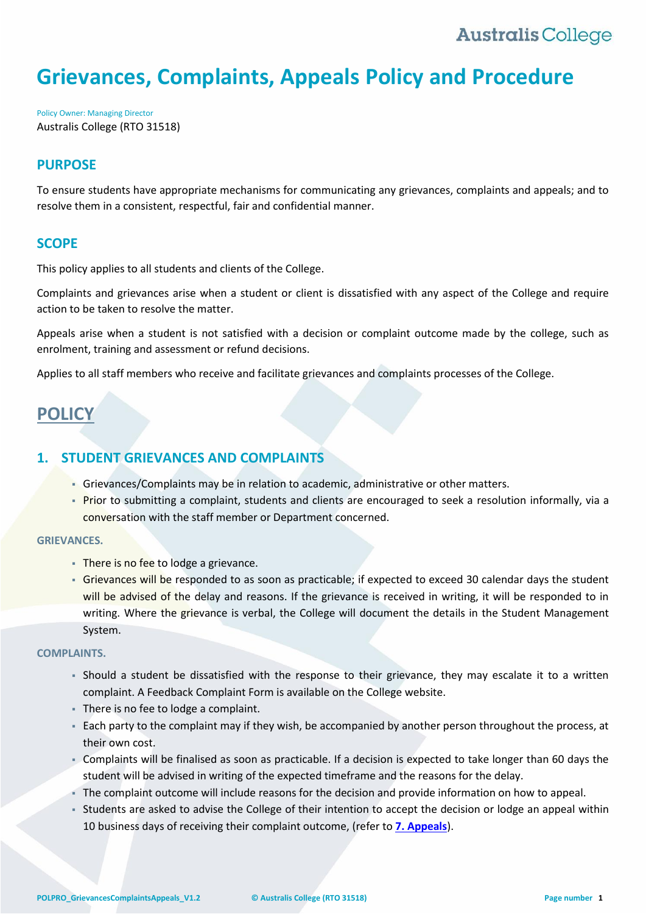# Grievances, Complaints, Appeals Policy and Procedure

Policy Owner: Managing Director

Australis College (RTO 31518)

## PURPOSE

To ensure students have appropriate mechanisms for communicating any grievances, complaints and appeals; and to resolve them in a consistent, respectful, fair and confidential manner.

## SCOPE

This policy applies to all students and clients of the College.

Complaints and grievances arise when a student or client is dissatisfied with any aspect of the College and require action to be taken to resolve the matter.

Appeals arise when a student is not satisfied with a decision or complaint outcome made by the college, such as enrolment, training and assessment or refund decisions.

Applies to all staff members who receive and facilitate grievances and complaints processes of the College.

# POLICY

## 1. STUDENT GRIEVANCES AND COMPLAINTS

- Grievances/Complaints may be in relation to academic, administrative or other matters.
- Prior to submitting a complaint, students and clients are encouraged to seek a resolution informally, via a conversation with the staff member or Department concerned.

### GRIEVANCES.

- There is no fee to lodge a grievance.
- Grievances will be responded to as soon as practicable; if expected to exceed 30 calendar days the student will be advised of the delay and reasons. If the grievance is received in writing, it will be responded to in writing. Where the grievance is verbal, the College will document the details in the Student Management System.

### COMPLAINTS.

- Should a student be dissatisfied with the response to their grievance, they may escalate it to a written complaint. A Feedback Complaint Form is available on the College website.
- There is no fee to lodge a complaint.
- Each party to the complaint may if they wish, be accompanied by another person throughout the process, at their own cost.
- Complaints will be finalised as soon as practicable. If a decision is expected to take longer than 60 days the student will be advised in writing of the expected timeframe and the reasons for the delay.
- The complaint outcome will include reasons for the decision and provide information on how to appeal.
- Students are asked to advise the College of their intention to accept the decision or lodge an appeal within 10 business days of receiving their complaint outcome, (refer to **7. Appeals**).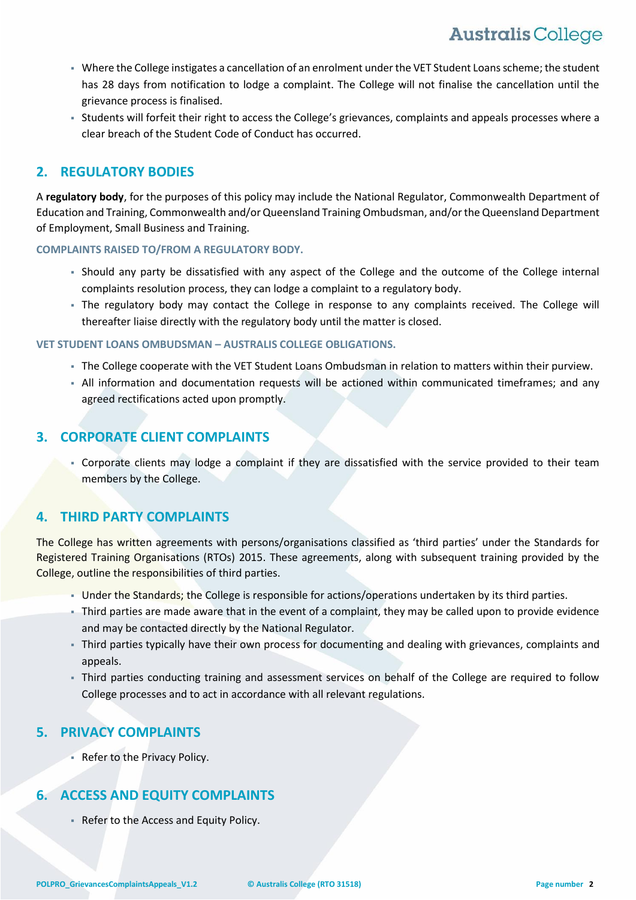- Where the College instigates a cancellation of an enrolment under the VET Student Loans scheme; the student has 28 days from notification to lodge a complaint. The College will not finalise the cancellation until the grievance process is finalised.
- Students will forfeit their right to access the College's grievances, complaints and appeals processes where a clear breach of the Student Code of Conduct has occurred.

## 2. REGULATORY BODIES

A **regulatory body**, for the purposes of this policy may include the National Regulator, Commonwealth Department of Education and Training, Commonwealth and/or Queensland Training Ombudsman, and/or the Queensland Department of Employment, Small Business and Training.

#### COMPLAINTS RAISED TO/FROM A REGULATORY BODY.

- Should any party be dissatisfied with any aspect of the College and the outcome of the College internal complaints resolution process, they can lodge a complaint to a regulatory body.
- The regulatory body may contact the College in response to any complaints received. The College will thereafter liaise directly with the regulatory body until the matter is closed.

#### VET STUDENT LOANS OMBUDSMAN – AUSTRALIS COLLEGE OBLIGATIONS.

- The College cooperate with the VET Student Loans Ombudsman in relation to matters within their purview.
- All information and documentation requests will be actioned within communicated timeframes; and any agreed rectifications acted upon promptly.

## 3. CORPORATE CLIENT COMPLAINTS

- Corporate clients may lodge a complaint if they are dissatisfied with the service provided to their team members by the College.

## 4. THIRD PARTY COMPLAINTS

The College has written agreements with persons/organisations classified as 'third parties' under the Standards for Registered Training Organisations (RTOs) 2015. These agreements, along with subsequent training provided by the College, outline the responsibilities of third parties.

- Under the Standards; the College is responsible for actions/operations undertaken by its third parties.
- Third parties are made aware that in the event of a complaint, they may be called upon to provide evidence and may be contacted directly by the National Regulator.
- Third parties typically have their own process for documenting and dealing with grievances, complaints and appeals.
- Third parties conducting training and assessment services on behalf of the College are required to follow College processes and to act in accordance with all relevant regulations.

## 5. PRIVACY COMPLAINTS

- Refer to the Privacy Policy.

## 6. ACCESS AND EQUITY COMPLAINTS

- Refer to the Access and Equity Policy.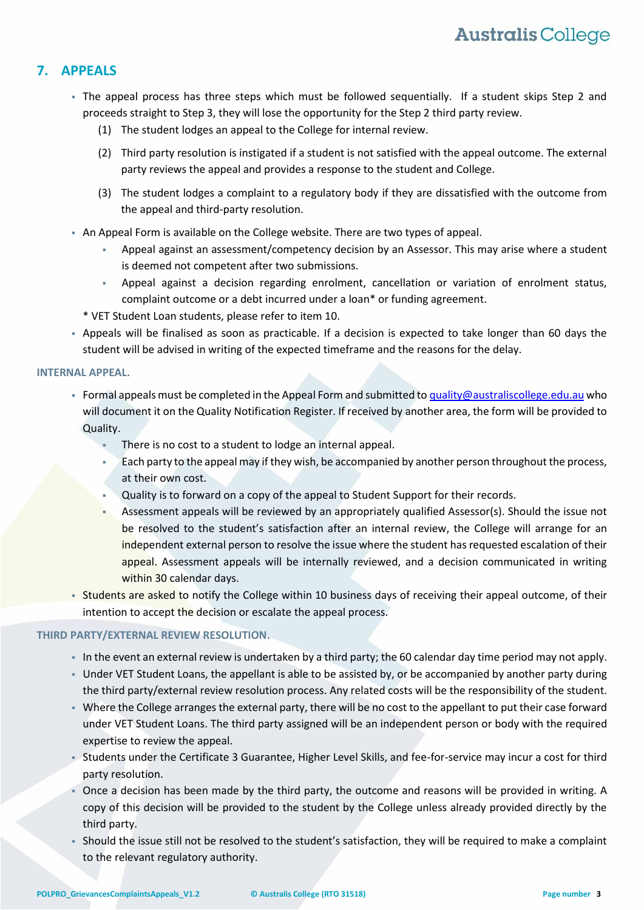## 7. APPEALS

- The appeal process has three steps which must be followed sequentially. If a student skips Step 2 and proceeds straight to Step 3, they will lose the opportunity for the Step 2 third party review.
  (1) The student lodges an appeal to the College for internal review.
  (2) Third party resolution is instigated if a student is not satisfied with the appeal outcome. The external party reviews the appeal and provides a response to the student and College.
  (3) The student lodges a complaint to a regulatory body if they are dissatisfied with the outcome from the appeal and third-party resolution.
- An Appeal Form is available on the College website. There are two types of appeal.
  - Appeal against an assessment/competency decision by an Assessor. This may arise where a student is deemed not competent after two submissions.
  - Appeal against a decision regarding enrolment, cancellation or variation of enrolment status, complaint outcome or a debt incurred under a loan* or funding agreement.

  * VET Student Loan students, please refer to item 10.
- Appeals will be finalised as soon as practicable. If a decision is expected to take longer than 60 days the student will be advised in writing of the expected timeframe and the reasons for the delay.

### INTERNAL APPEAL.

- Formal appeals must be completed in the Appeal Form and submitted to quality@australiscollege.edu.au who will document it on the Quality Notification Register. If received by another area, the form will be provided to Quality.
  - There is no cost to a student to lodge an internal appeal.
  - Each party to the appeal may if they wish, be accompanied by another person throughout the process, at their own cost.
  - Quality is to forward on a copy of the appeal to Student Support for their records.
  - Assessment appeals will be reviewed by an appropriately qualified Assessor(s). Should the issue not be resolved to the student's satisfaction after an internal review, the College will arrange for an independent external person to resolve the issue where the student has requested escalation of their appeal. Assessment appeals will be internally reviewed, and a decision communicated in writing within 30 calendar days.
- Students are asked to notify the College within 10 business days of receiving their appeal outcome, of their intention to accept the decision or escalate the appeal process.

### THIRD PARTY/EXTERNAL REVIEW RESOLUTION.

- In the event an external review is undertaken by a third party; the 60 calendar day time period may not apply.
- Under VET Student Loans, the appellant is able to be assisted by, or be accompanied by another party during the third party/external review resolution process. Any related costs will be the responsibility of the student.
- Where the College arranges the external party, there will be no cost to the appellant to put their case forward under VET Student Loans. The third party assigned will be an independent person or body with the required expertise to review the appeal.
- Students under the Certificate 3 Guarantee, Higher Level Skills, and fee-for-service may incur a cost for third party resolution.
- Once a decision has been made by the third party, the outcome and reasons will be provided in writing. A copy of this decision will be provided to the student by the College unless already provided directly by the third party.
- Should the issue still not be resolved to the student's satisfaction, they will be required to make a complaint to the relevant regulatory authority.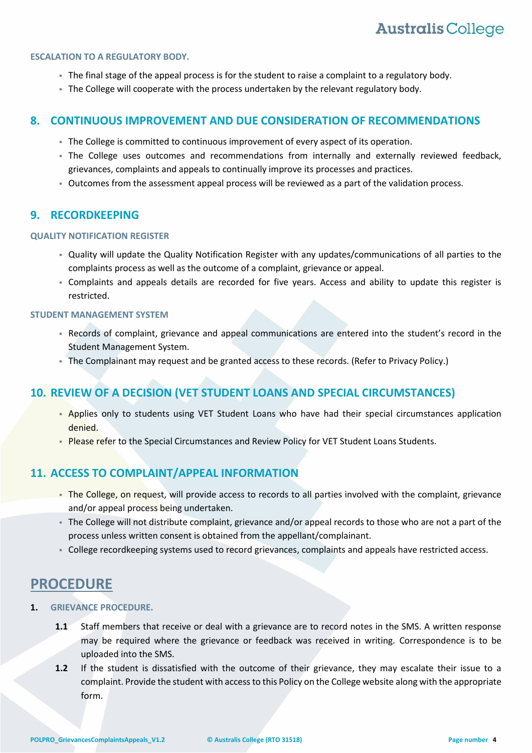#### ESCALATION TO A REGULATORY BODY.

- The final stage of the appeal process is for the student to raise a complaint to a regulatory body.
- The College will cooperate with the process undertaken by the relevant regulatory body.

## 8. CONTINUOUS IMPROVEMENT AND DUE CONSIDERATION OF RECOMMENDATIONS

- The College is committed to continuous improvement of every aspect of its operation.
- The College uses outcomes and recommendations from internally and externally reviewed feedback, grievances, complaints and appeals to continually improve its processes and practices.
- Outcomes from the assessment appeal process will be reviewed as a part of the validation process.

## 9. RECORDKEEPING

#### QUALITY NOTIFICATION REGISTER

- Quality will update the Quality Notification Register with any updates/communications of all parties to the complaints process as well as the outcome of a complaint, grievance or appeal.
- Complaints and appeals details are recorded for five years. Access and ability to update this register is restricted.

#### STUDENT MANAGEMENT SYSTEM

- Records of complaint, grievance and appeal communications are entered into the student's record in the Student Management System.
- The Complainant may request and be granted access to these records. (Refer to Privacy Policy.)

## 10. REVIEW OF A DECISION (VET STUDENT LOANS AND SPECIAL CIRCUMSTANCES)

- Applies only to students using VET Student Loans who have had their special circumstances application denied.
- Please refer to the Special Circumstances and Review Policy for VET Student Loans Students.

## 11. ACCESS TO COMPLAINT/APPEAL INFORMATION

- The College, on request, will provide access to records to all parties involved with the complaint, grievance and/or appeal process being undertaken.
- The College will not distribute complaint, grievance and/or appeal records to those who are not a part of the process unless written consent is obtained from the appellant/complainant.
- College recordkeeping systems used to record grievances, complaints and appeals have restricted access.

# PROCEDURE

### 1. GRIEVANCE PROCEDURE.

**1.1** Staff members that receive or deal with a grievance are to record notes in the SMS. A written response may be required where the grievance or feedback was received in writing. Correspondence is to be uploaded into the SMS.

**1.2** If the student is dissatisfied with the outcome of their grievance, they may escalate their issue to a complaint. Provide the student with access to this Policy on the College website along with the appropriate form.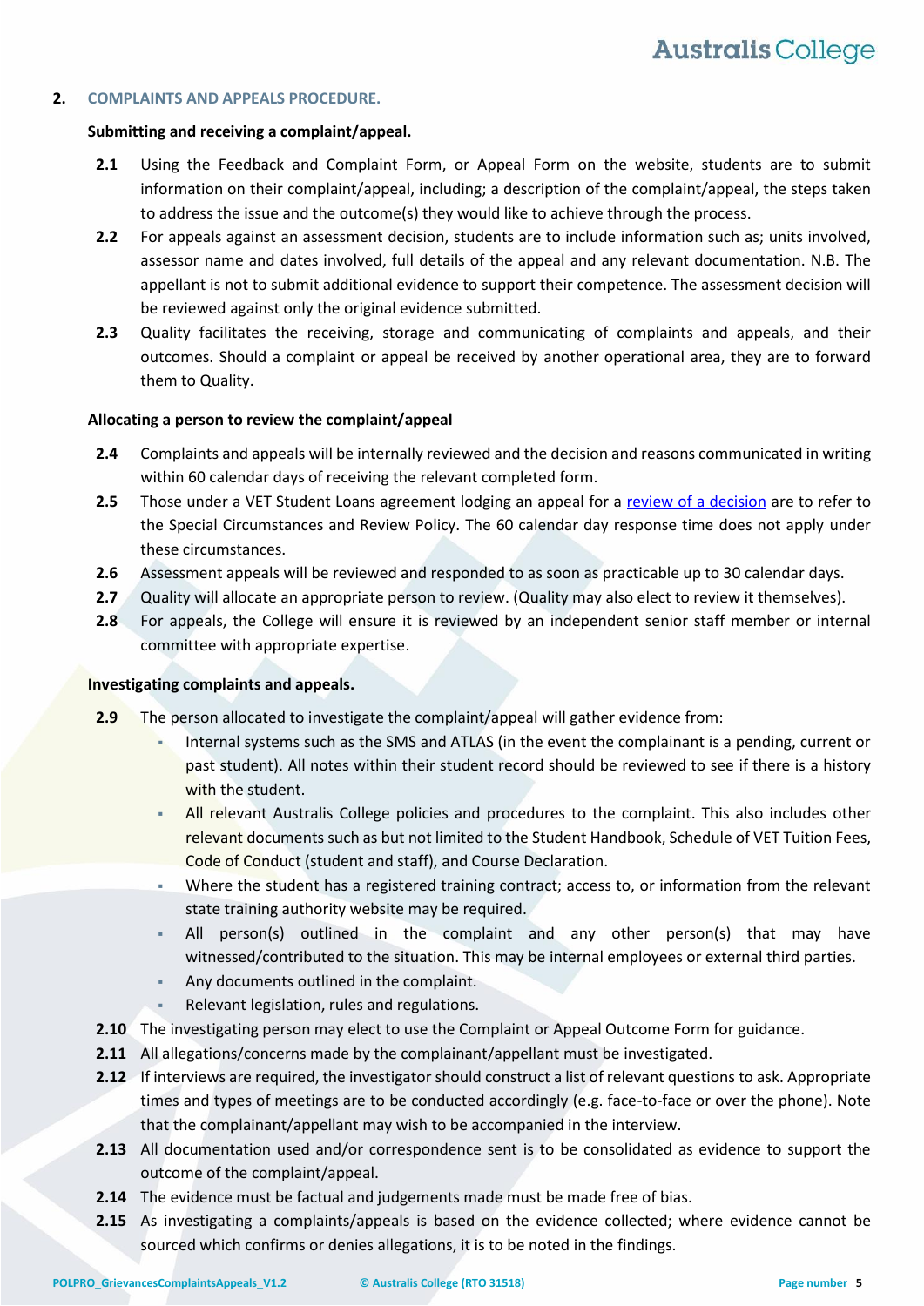## 2. COMPLAINTS AND APPEALS PROCEDURE.

**Submitting and receiving a complaint/appeal.**

**2.1** Using the Feedback and Complaint Form, or Appeal Form on the website, students are to submit information on their complaint/appeal, including; a description of the complaint/appeal, the steps taken to address the issue and the outcome(s) they would like to achieve through the process.

**2.2** For appeals against an assessment decision, students are to include information such as; units involved, assessor name and dates involved, full details of the appeal and any relevant documentation. N.B. The appellant is not to submit additional evidence to support their competence. The assessment decision will be reviewed against only the original evidence submitted.

**2.3** Quality facilitates the receiving, storage and communicating of complaints and appeals, and their outcomes. Should a complaint or appeal be received by another operational area, they are to forward them to Quality.

**Allocating a person to review the complaint/appeal**

**2.4** Complaints and appeals will be internally reviewed and the decision and reasons communicated in writing within 60 calendar days of receiving the relevant completed form.

**2.5** Those under a VET Student Loans agreement lodging an appeal for a review of a decision are to refer to the Special Circumstances and Review Policy. The 60 calendar day response time does not apply under these circumstances.

**2.6** Assessment appeals will be reviewed and responded to as soon as practicable up to 30 calendar days.

**2.7** Quality will allocate an appropriate person to review. (Quality may also elect to review it themselves).

**2.8** For appeals, the College will ensure it is reviewed by an independent senior staff member or internal committee with appropriate expertise.

**Investigating complaints and appeals.**

**2.9** The person allocated to investigate the complaint/appeal will gather evidence from:

- Internal systems such as the SMS and ATLAS (in the event the complainant is a pending, current or past student). All notes within their student record should be reviewed to see if there is a history with the student.
- All relevant Australis College policies and procedures to the complaint. This also includes other relevant documents such as but not limited to the Student Handbook, Schedule of VET Tuition Fees, Code of Conduct (student and staff), and Course Declaration.
- Where the student has a registered training contract; access to, or information from the relevant state training authority website may be required.
- All person(s) outlined in the complaint and any other person(s) that may have witnessed/contributed to the situation. This may be internal employees or external third parties.
- Any documents outlined in the complaint.
- Relevant legislation, rules and regulations.

**2.10** The investigating person may elect to use the Complaint or Appeal Outcome Form for guidance.

**2.11** All allegations/concerns made by the complainant/appellant must be investigated.

**2.12** If interviews are required, the investigator should construct a list of relevant questions to ask. Appropriate times and types of meetings are to be conducted accordingly (e.g. face-to-face or over the phone). Note that the complainant/appellant may wish to be accompanied in the interview.

**2.13** All documentation used and/or correspondence sent is to be consolidated as evidence to support the outcome of the complaint/appeal.

**2.14** The evidence must be factual and judgements made must be made free of bias.

**2.15** As investigating a complaints/appeals is based on the evidence collected; where evidence cannot be sourced which confirms or denies allegations, it is to be noted in the findings.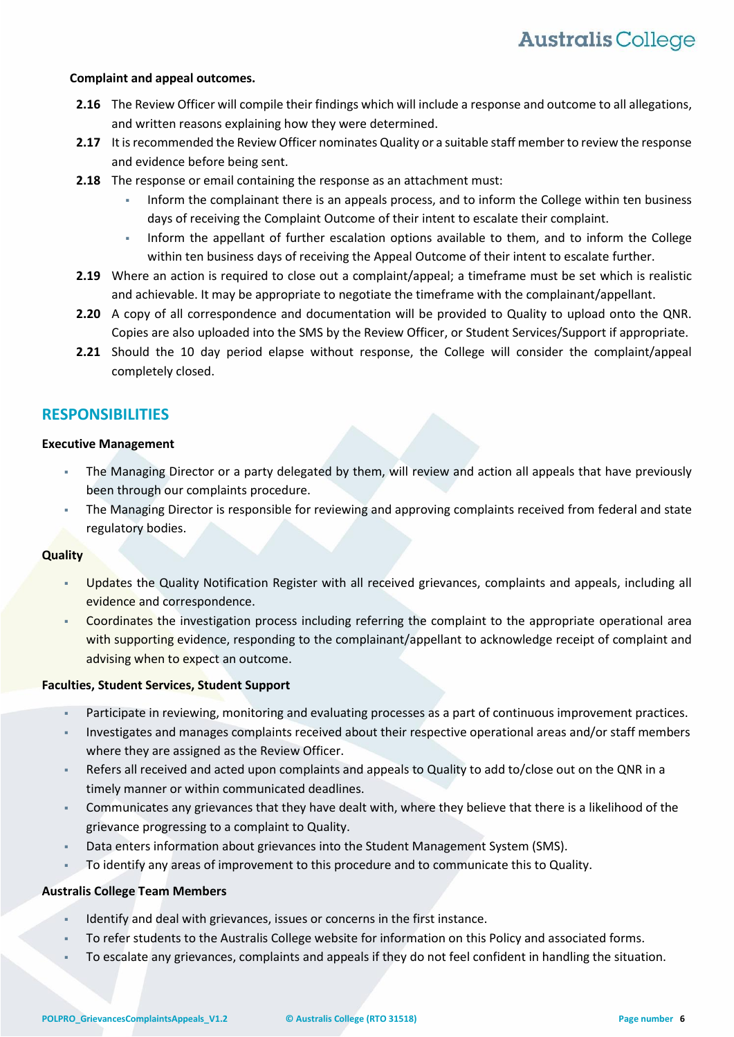**Complaint and appeal outcomes.**

**2.16** The Review Officer will compile their findings which will include a response and outcome to all allegations, and written reasons explaining how they were determined.

**2.17** It is recommended the Review Officer nominates Quality or a suitable staff member to review the response and evidence before being sent.

**2.18** The response or email containing the response as an attachment must:

- Inform the complainant there is an appeals process, and to inform the College within ten business days of receiving the Complaint Outcome of their intent to escalate their complaint.
- Inform the appellant of further escalation options available to them, and to inform the College within ten business days of receiving the Appeal Outcome of their intent to escalate further.

**2.19** Where an action is required to close out a complaint/appeal; a timeframe must be set which is realistic and achievable. It may be appropriate to negotiate the timeframe with the complainant/appellant.

**2.20** A copy of all correspondence and documentation will be provided to Quality to upload onto the QNR. Copies are also uploaded into the SMS by the Review Officer, or Student Services/Support if appropriate.

**2.21** Should the 10 day period elapse without response, the College will consider the complaint/appeal completely closed.

## RESPONSIBILITIES

**Executive Management**

- The Managing Director or a party delegated by them, will review and action all appeals that have previously been through our complaints procedure.
- The Managing Director is responsible for reviewing and approving complaints received from federal and state regulatory bodies.

**Quality**

- Updates the Quality Notification Register with all received grievances, complaints and appeals, including all evidence and correspondence.
- Coordinates the investigation process including referring the complaint to the appropriate operational area with supporting evidence, responding to the complainant/appellant to acknowledge receipt of complaint and advising when to expect an outcome.

**Faculties, Student Services, Student Support**

- Participate in reviewing, monitoring and evaluating processes as a part of continuous improvement practices.
- Investigates and manages complaints received about their respective operational areas and/or staff members where they are assigned as the Review Officer.
- Refers all received and acted upon complaints and appeals to Quality to add to/close out on the QNR in a timely manner or within communicated deadlines.
- Communicates any grievances that they have dealt with, where they believe that there is a likelihood of the grievance progressing to a complaint to Quality.
- Data enters information about grievances into the Student Management System (SMS).
- To identify any areas of improvement to this procedure and to communicate this to Quality.

**Australis College Team Members**

- Identify and deal with grievances, issues or concerns in the first instance.
- To refer students to the Australis College website for information on this Policy and associated forms.
- To escalate any grievances, complaints and appeals if they do not feel confident in handling the situation.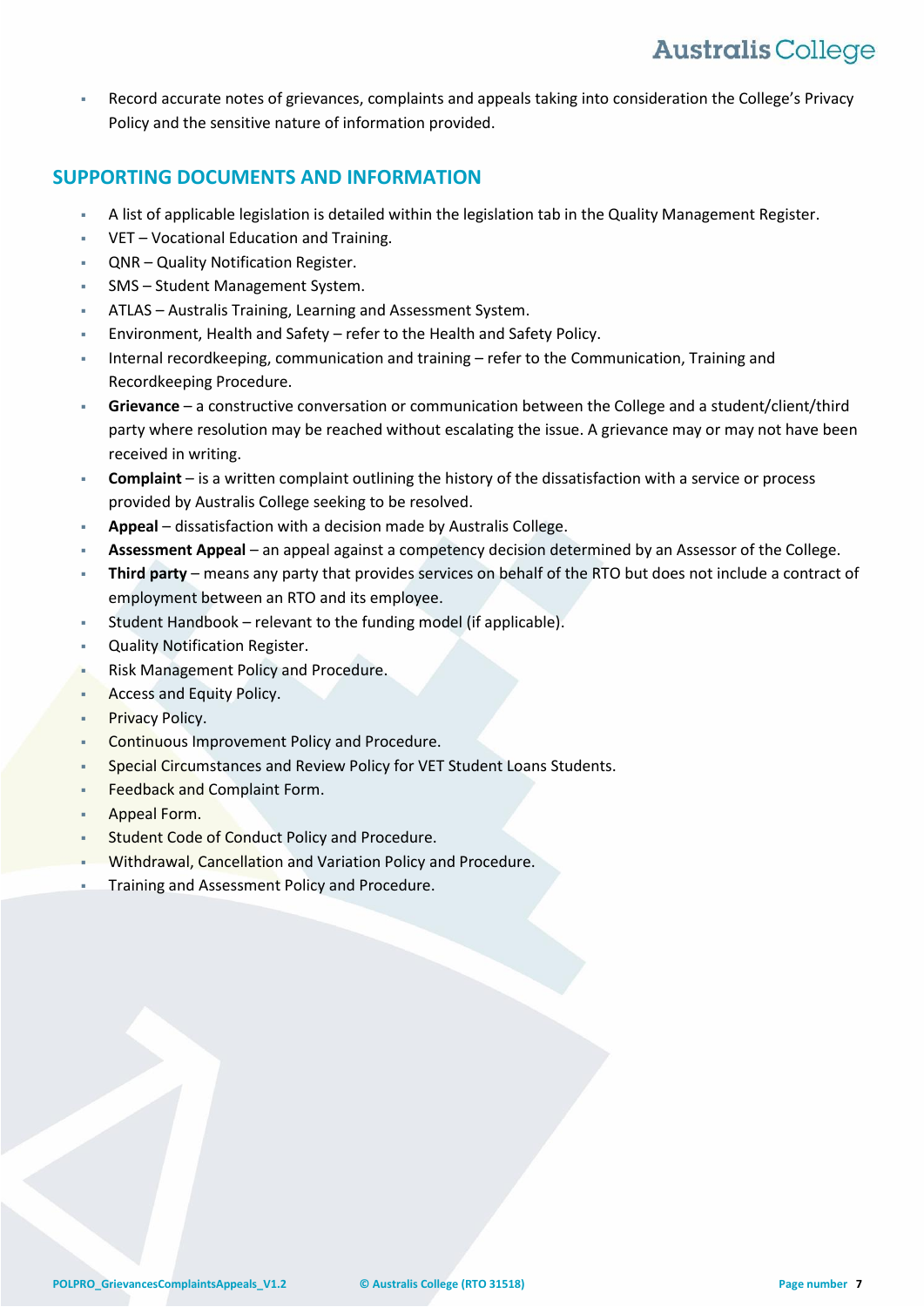- Record accurate notes of grievances, complaints and appeals taking into consideration the College's Privacy Policy and the sensitive nature of information provided.

## SUPPORTING DOCUMENTS AND INFORMATION

- A list of applicable legislation is detailed within the legislation tab in the Quality Management Register.
- VET – Vocational Education and Training.
- QNR – Quality Notification Register.
- SMS – Student Management System.
- ATLAS – Australis Training, Learning and Assessment System.
- Environment, Health and Safety – refer to the Health and Safety Policy.
- Internal recordkeeping, communication and training – refer to the Communication, Training and Recordkeeping Procedure.
- **Grievance** – a constructive conversation or communication between the College and a student/client/third party where resolution may be reached without escalating the issue. A grievance may or may not have been received in writing.
- **Complaint** – is a written complaint outlining the history of the dissatisfaction with a service or process provided by Australis College seeking to be resolved.
- **Appeal** – dissatisfaction with a decision made by Australis College.
- **Assessment Appeal** – an appeal against a competency decision determined by an Assessor of the College.
- **Third party** – means any party that provides services on behalf of the RTO but does not include a contract of employment between an RTO and its employee.
- Student Handbook – relevant to the funding model (if applicable).
- Quality Notification Register.
- Risk Management Policy and Procedure.
- Access and Equity Policy.
- Privacy Policy.
- Continuous Improvement Policy and Procedure.
- Special Circumstances and Review Policy for VET Student Loans Students.
- Feedback and Complaint Form.
- Appeal Form.
- Student Code of Conduct Policy and Procedure.
- Withdrawal, Cancellation and Variation Policy and Procedure.
- Training and Assessment Policy and Procedure.